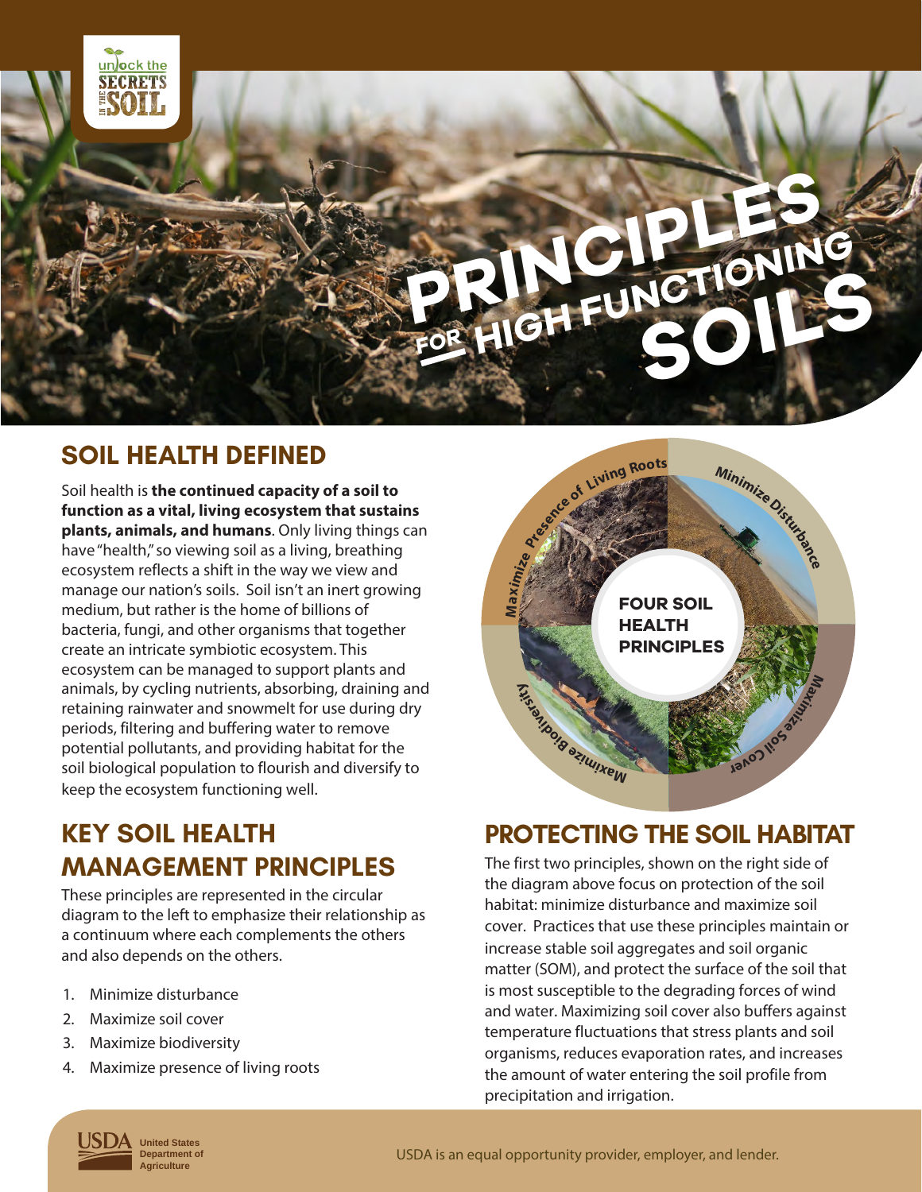# PRINCIPLES FOR HIGH FUNCTIONING SOILS

## SOIL HEALTH DEFINED

Soil health is **the continued capacity of a soil to function as a vital, living ecosystem that sustains plants, animals, and humans**. Only living things can have "health," so viewing soil as a living, breathing ecosystem reflects a shift in the way we view and manage our nation's soils. Soil isn't an inert growing medium, but rather is the home of billions of bacteria, fungi, and other organisms that together create an intricate symbiotic ecosystem. This ecosystem can be managed to support plants and animals, by cycling nutrients, absorbing, draining and retaining rainwater and snowmelt for use during dry periods, filtering and buffering water to remove potential pollutants, and providing habitat for the soil biological population to flourish and diversify to keep the ecosystem functioning well.

## KEY SOIL HEALTH MANAGEMENT PRINCIPLES

These principles are represented in the circular diagram to the left to emphasize their relationship as a continuum where each complements the others and also depends on the others.

1. Minimize disturbance
2. Maximize soil cover
3. Maximize biodiversity
4. Maximize presence of living roots

FOUR SOIL HEALTH PRINCIPLES

Maximize Presence of Living Roots | Minimize Disturbance | Maximize Soil Cover | Maximize Biodiversity

## PROTECTING THE SOIL HABITAT

The first two principles, shown on the right side of the diagram above focus on protection of the soil habitat: minimize disturbance and maximize soil cover. Practices that use these principles maintain or increase stable soil aggregates and soil organic matter (SOM), and protect the surface of the soil that is most susceptible to the degrading forces of wind and water. Maximizing soil cover also buffers against temperature fluctuations that stress plants and soil organisms, reduces evaporation rates, and increases the amount of water entering the soil profile from precipitation and irrigation.

USDA United States Department of Agriculture

USDA is an equal opportunity provider, employer, and lender.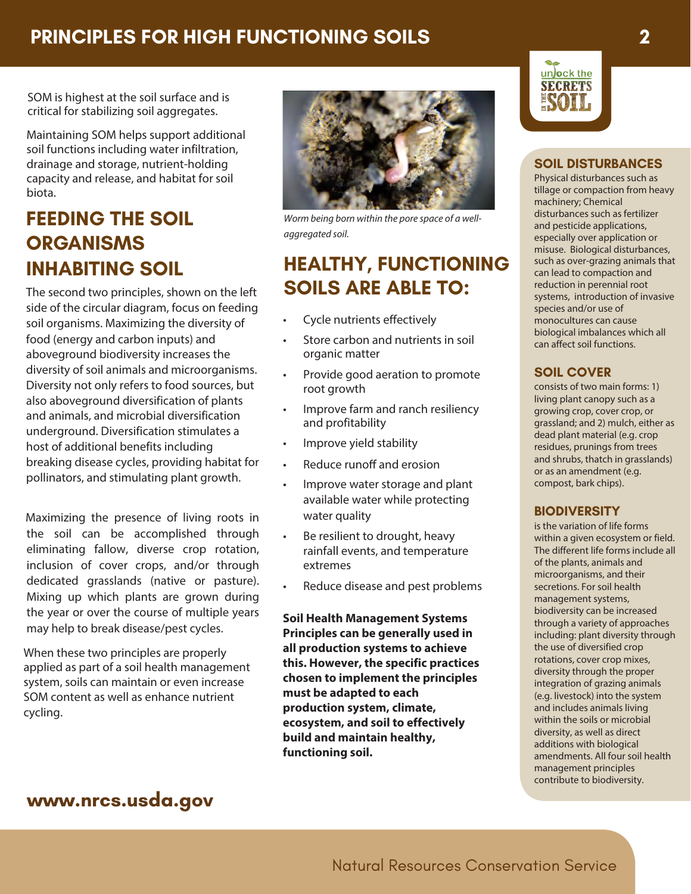SOM is highest at the soil surface and is critical for stabilizing soil aggregates.

Maintaining SOM helps support additional soil functions including water infiltration, drainage and storage, nutrient-holding capacity and release, and habitat for soil biota.

## FEEDING THE SOIL ORGANISMS INHABITING SOIL

The second two principles, shown on the left side of the circular diagram, focus on feeding soil organisms. Maximizing the diversity of food (energy and carbon inputs) and aboveground biodiversity increases the diversity of soil animals and microorganisms. Diversity not only refers to food sources, but also aboveground diversification of plants and animals, and microbial diversification underground. Diversification stimulates a host of additional benefits including breaking disease cycles, providing habitat for pollinators, and stimulating plant growth.

Maximizing the presence of living roots in the soil can be accomplished through eliminating fallow, diverse crop rotation, inclusion of cover crops, and/or through dedicated grasslands (native or pasture). Mixing up which plants are grown during the year or over the course of multiple years may help to break disease/pest cycles.

When these two principles are properly applied as part of a soil health management system, soils can maintain or even increase SOM content as well as enhance nutrient cycling.

*Worm being born within the pore space of a well-aggregated soil.*

## HEALTHY, FUNCTIONING SOILS ARE ABLE TO:

- Cycle nutrients effectively
- Store carbon and nutrients in soil organic matter
- Provide good aeration to promote root growth
- Improve farm and ranch resiliency and profitability
- Improve yield stability
- Reduce runoff and erosion
- Improve water storage and plant available water while protecting water quality
- Be resilient to drought, heavy rainfall events, and temperature extremes
- Reduce disease and pest problems

**Soil Health Management Systems Principles can be generally used in all production systems to achieve this. However, the specific practices chosen to implement the principles must be adapted to each production system, climate, ecosystem, and soil to effectively build and maintain healthy, functioning soil.**

### SOIL DISTURBANCES

Physical disturbances such as tillage or compaction from heavy machinery; Chemical disturbances such as fertilizer and pesticide applications, especially over application or misuse. Biological disturbances, such as over-grazing animals that can lead to compaction and reduction in perennial root systems, introduction of invasive species and/or use of monocultures can cause biological imbalances which all can affect soil functions.

### SOIL COVER

consists of two main forms: 1) living plant canopy such as a growing crop, cover crop, or grassland; and 2) mulch, either as dead plant material (e.g. crop residues, prunings from trees and shrubs, thatch in grasslands) or as an amendment (e.g. compost, bark chips).

### BIODIVERSITY

is the variation of life forms within a given ecosystem or field. The different life forms include all of the plants, animals and microorganisms, and their secretions. For soil health management systems, biodiversity can be increased through a variety of approaches including: plant diversity through the use of diversified crop rotations, cover crop mixes, diversity through the proper integration of grazing animals (e.g. livestock) into the system and includes animals living within the soils or microbial diversity, as well as direct additions with biological amendments. All four soil health management principles contribute to biodiversity.

**www.nrcs.usda.gov**

Natural Resources Conservation Service